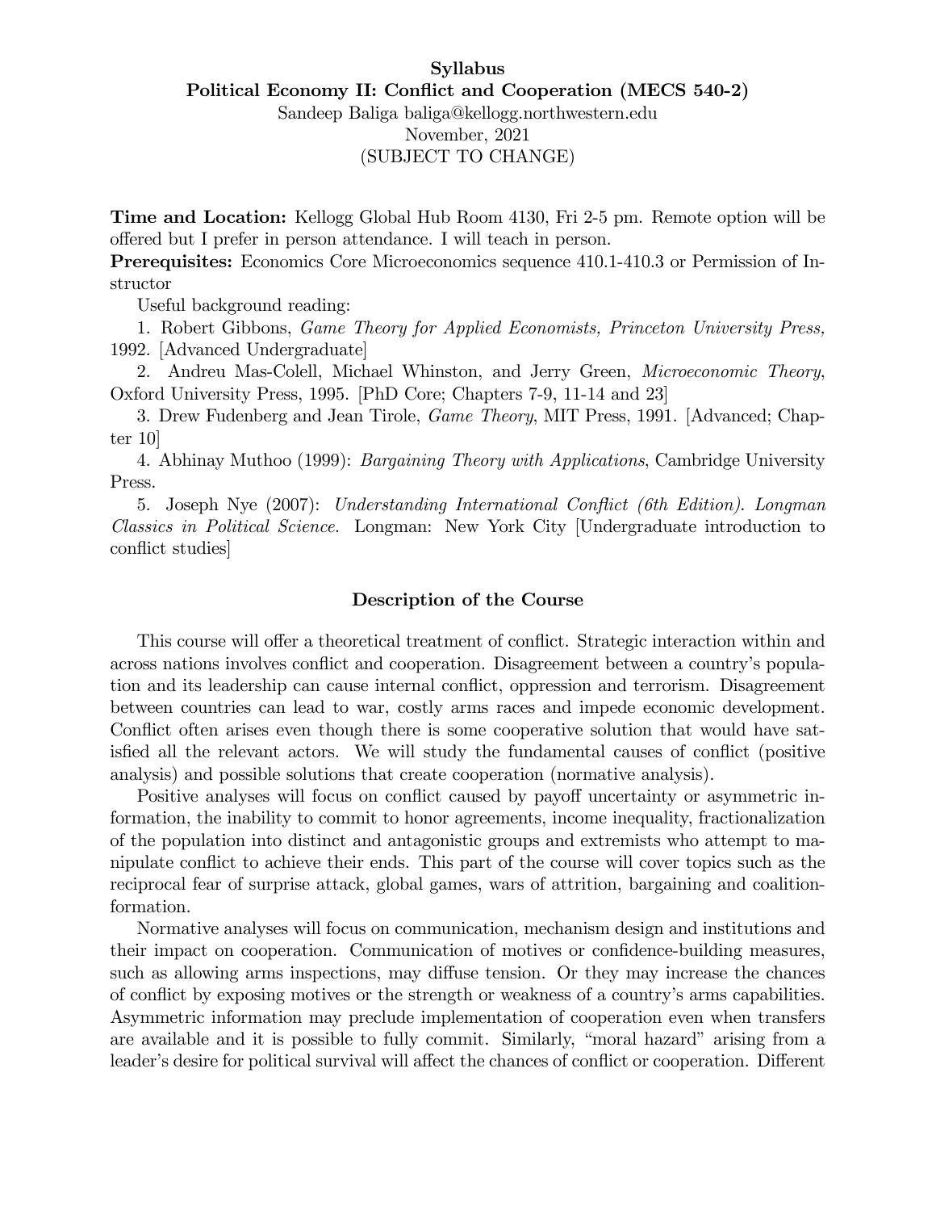**Syllabus**

**Political Economy II: Conflict and Cooperation (MECS 540-2)**

Sandeep Baliga baliga@kellogg.northwestern.edu

November, 2021

(SUBJECT TO CHANGE)

**Time and Location:** Kellogg Global Hub Room 4130, Fri 2-5 pm. Remote option will be offered but I prefer in person attendance. I will teach in person.

**Prerequisites:** Economics Core Microeconomics sequence 410.1-410.3 or Permission of Instructor

Useful background reading:

1. Robert Gibbons, *Game Theory for Applied Economists, Princeton University Press,* 1992. [Advanced Undergraduate]

2. Andreu Mas-Colell, Michael Whinston, and Jerry Green, *Microeconomic Theory*, Oxford University Press, 1995. [PhD Core; Chapters 7-9, 11-14 and 23]

3. Drew Fudenberg and Jean Tirole, *Game Theory*, MIT Press, 1991. [Advanced; Chapter 10]

4. Abhinay Muthoo (1999): *Bargaining Theory with Applications*, Cambridge University Press.

5. Joseph Nye (2007): *Understanding International Conflict (6th Edition). Longman Classics in Political Science.* Longman: New York City [Undergraduate introduction to conflict studies]

## Description of the Course

This course will offer a theoretical treatment of conflict. Strategic interaction within and across nations involves conflict and cooperation. Disagreement between a country's population and its leadership can cause internal conflict, oppression and terrorism. Disagreement between countries can lead to war, costly arms races and impede economic development. Conflict often arises even though there is some cooperative solution that would have satisfied all the relevant actors. We will study the fundamental causes of conflict (positive analysis) and possible solutions that create cooperation (normative analysis).

Positive analyses will focus on conflict caused by payoff uncertainty or asymmetric information, the inability to commit to honor agreements, income inequality, fractionalization of the population into distinct and antagonistic groups and extremists who attempt to manipulate conflict to achieve their ends. This part of the course will cover topics such as the reciprocal fear of surprise attack, global games, wars of attrition, bargaining and coalition-formation.

Normative analyses will focus on communication, mechanism design and institutions and their impact on cooperation. Communication of motives or confidence-building measures, such as allowing arms inspections, may diffuse tension. Or they may increase the chances of conflict by exposing motives or the strength or weakness of a country's arms capabilities. Asymmetric information may preclude implementation of cooperation even when transfers are available and it is possible to fully commit. Similarly, "moral hazard" arising from a leader's desire for political survival will affect the chances of conflict or cooperation. Different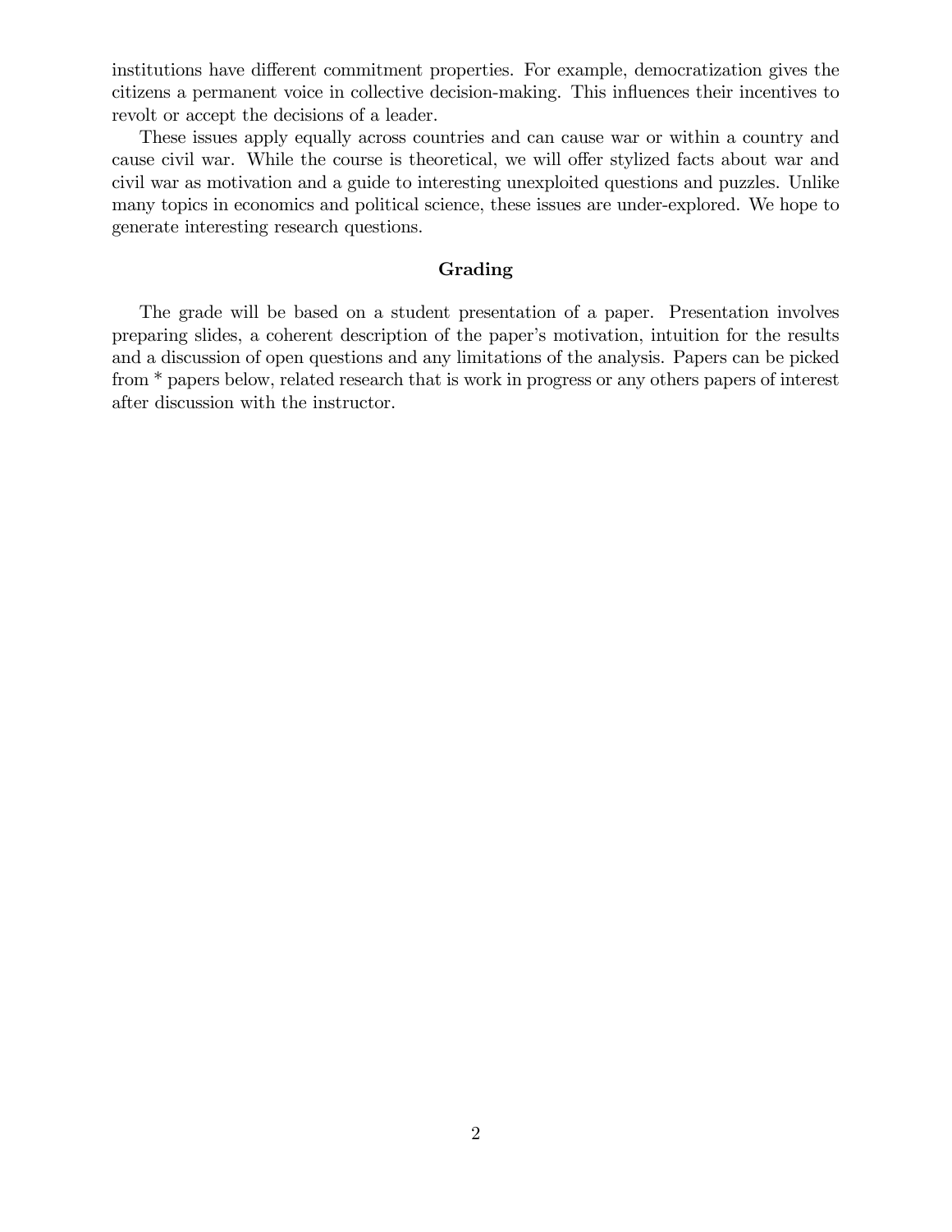institutions have different commitment properties. For example, democratization gives the citizens a permanent voice in collective decision-making. This influences their incentives to revolt or accept the decisions of a leader.

These issues apply equally across countries and can cause war or within a country and cause civil war. While the course is theoretical, we will offer stylized facts about war and civil war as motivation and a guide to interesting unexploited questions and puzzles. Unlike many topics in economics and political science, these issues are under-explored. We hope to generate interesting research questions.

### Grading

The grade will be based on a student presentation of a paper. Presentation involves preparing slides, a coherent description of the paper's motivation, intuition for the results and a discussion of open questions and any limitations of the analysis. Papers can be picked from * papers below, related research that is work in progress or any others papers of interest after discussion with the instructor.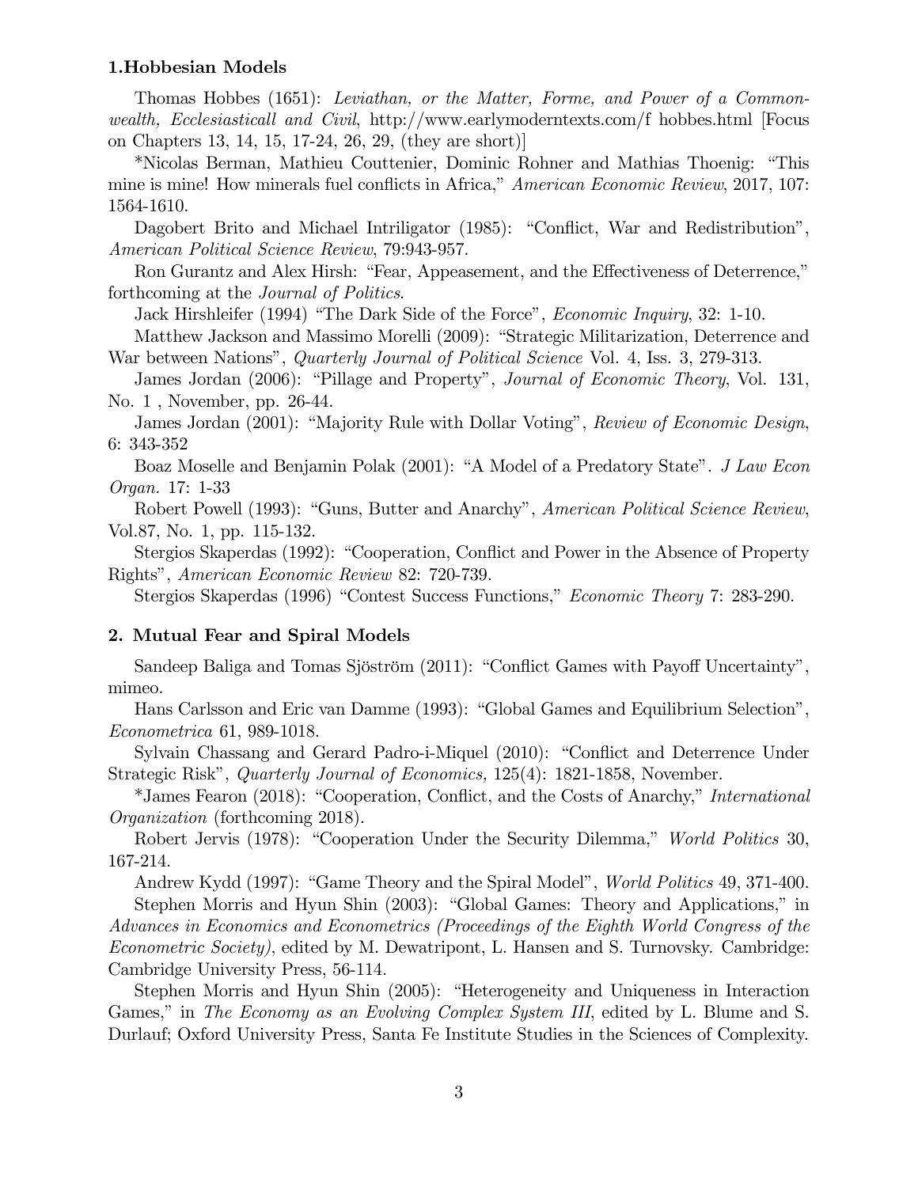### 1.Hobbesian Models

Thomas Hobbes (1651): *Leviathan, or the Matter, Forme, and Power of a Commonwealth, Ecclesiasticall and Civil*, http://www.earlymoderntexts.com/f hobbes.html [Focus on Chapters 13, 14, 15, 17-24, 26, 29, (they are short)]

*Nicolas Berman, Mathieu Couttenier, Dominic Rohner and Mathias Thoenig: "This mine is mine! How minerals fuel conflicts in Africa," *American Economic Review*, 2017, 107: 1564-1610.

Dagobert Brito and Michael Intriligator (1985): "Conflict, War and Redistribution", *American Political Science Review*, 79:943-957.

Ron Gurantz and Alex Hirsh: "Fear, Appeasement, and the Effectiveness of Deterrence," forthcoming at the *Journal of Politics*.

Jack Hirshleifer (1994) "The Dark Side of the Force", *Economic Inquiry*, 32: 1-10.

Matthew Jackson and Massimo Morelli (2009): "Strategic Militarization, Deterrence and War between Nations", *Quarterly Journal of Political Science* Vol. 4, Iss. 3, 279-313.

James Jordan (2006): "Pillage and Property", *Journal of Economic Theory*, Vol. 131, No. 1 , November, pp. 26-44.

James Jordan (2001): "Majority Rule with Dollar Voting", *Review of Economic Design*, 6: 343-352

Boaz Moselle and Benjamin Polak (2001): "A Model of a Predatory State". *J Law Econ Organ.* 17: 1-33

Robert Powell (1993): "Guns, Butter and Anarchy", *American Political Science Review*, Vol.87, No. 1, pp. 115-132.

Stergios Skaperdas (1992): "Cooperation, Conflict and Power in the Absence of Property Rights", *American Economic Review* 82: 720-739.

Stergios Skaperdas (1996) "Contest Success Functions," *Economic Theory* 7: 283-290.

### 2. Mutual Fear and Spiral Models

Sandeep Baliga and Tomas Sjöström (2011): "Conflict Games with Payoff Uncertainty", mimeo.

Hans Carlsson and Eric van Damme (1993): "Global Games and Equilibrium Selection", *Econometrica* 61, 989-1018.

Sylvain Chassang and Gerard Padro-i-Miquel (2010): "Conflict and Deterrence Under Strategic Risk", *Quarterly Journal of Economics,* 125(4): 1821-1858, November.

*James Fearon (2018): "Cooperation, Conflict, and the Costs of Anarchy," *International Organization* (forthcoming 2018).

Robert Jervis (1978): "Cooperation Under the Security Dilemma," *World Politics* 30, 167-214.

Andrew Kydd (1997): "Game Theory and the Spiral Model", *World Politics* 49, 371-400.

Stephen Morris and Hyun Shin (2003): "Global Games: Theory and Applications," in *Advances in Economics and Econometrics (Proceedings of the Eighth World Congress of the Econometric Society)*, edited by M. Dewatripont, L. Hansen and S. Turnovsky. Cambridge: Cambridge University Press, 56-114.

Stephen Morris and Hyun Shin (2005): "Heterogeneity and Uniqueness in Interaction Games," in *The Economy as an Evolving Complex System III*, edited by L. Blume and S. Durlauf; Oxford University Press, Santa Fe Institute Studies in the Sciences of Complexity.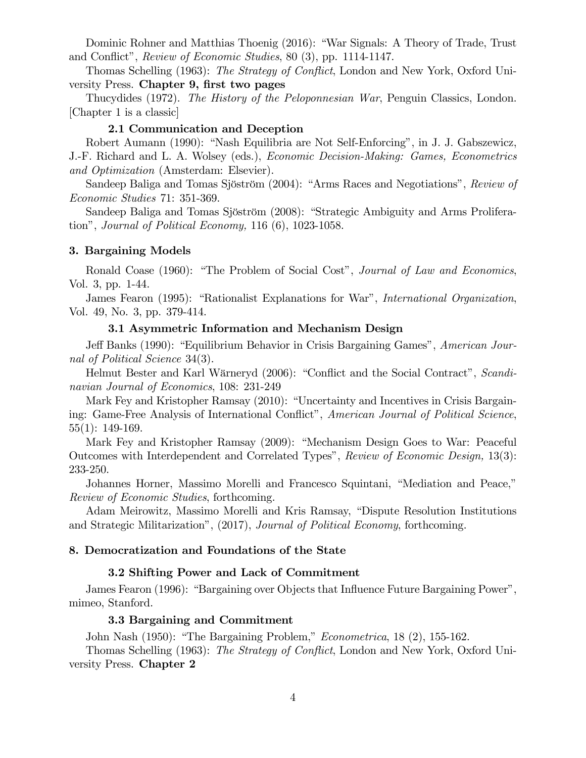Dominic Rohner and Matthias Thoenig (2016): "War Signals: A Theory of Trade, Trust and Conflict", *Review of Economic Studies*, 80 (3), pp. 1114-1147.

Thomas Schelling (1963): *The Strategy of Conflict*, London and New York, Oxford University Press. **Chapter 9, first two pages**

Thucydides (1972). *The History of the Peloponnesian War*, Penguin Classics, London. [Chapter 1 is a classic]

### 2.1 Communication and Deception

Robert Aumann (1990): "Nash Equilibria are Not Self-Enforcing", in J. J. Gabszewicz, J.-F. Richard and L. A. Wolsey (eds.), *Economic Decision-Making: Games, Econometrics and Optimization* (Amsterdam: Elsevier).

Sandeep Baliga and Tomas Sjöström (2004): "Arms Races and Negotiations", *Review of Economic Studies* 71: 351-369.

Sandeep Baliga and Tomas Sjöström (2008): "Strategic Ambiguity and Arms Proliferation", *Journal of Political Economy,* 116 (6), 1023-1058.

## 3. Bargaining Models

Ronald Coase (1960): "The Problem of Social Cost", *Journal of Law and Economics*, Vol. 3, pp. 1-44.

James Fearon (1995): "Rationalist Explanations for War", *International Organization*, Vol. 49, No. 3, pp. 379-414.

### 3.1 Asymmetric Information and Mechanism Design

Jeff Banks (1990): "Equilibrium Behavior in Crisis Bargaining Games", *American Journal of Political Science* 34(3).

Helmut Bester and Karl Wärneryd (2006): "Conflict and the Social Contract", *Scandinavian Journal of Economics*, 108: 231-249

Mark Fey and Kristopher Ramsay (2010): "Uncertainty and Incentives in Crisis Bargaining: Game-Free Analysis of International Conflict", *American Journal of Political Science*, 55(1): 149-169.

Mark Fey and Kristopher Ramsay (2009): "Mechanism Design Goes to War: Peaceful Outcomes with Interdependent and Correlated Types", *Review of Economic Design,* 13(3): 233-250.

Johannes Horner, Massimo Morelli and Francesco Squintani, "Mediation and Peace," *Review of Economic Studies*, forthcoming.

Adam Meirowitz, Massimo Morelli and Kris Ramsay, "Dispute Resolution Institutions and Strategic Militarization", (2017), *Journal of Political Economy*, forthcoming.

## 8. Democratization and Foundations of the State

### 3.2 Shifting Power and Lack of Commitment

James Fearon (1996): "Bargaining over Objects that Influence Future Bargaining Power", mimeo, Stanford.

### 3.3 Bargaining and Commitment

John Nash (1950): "The Bargaining Problem," *Econometrica*, 18 (2), 155-162.

Thomas Schelling (1963): *The Strategy of Conflict*, London and New York, Oxford University Press. **Chapter 2**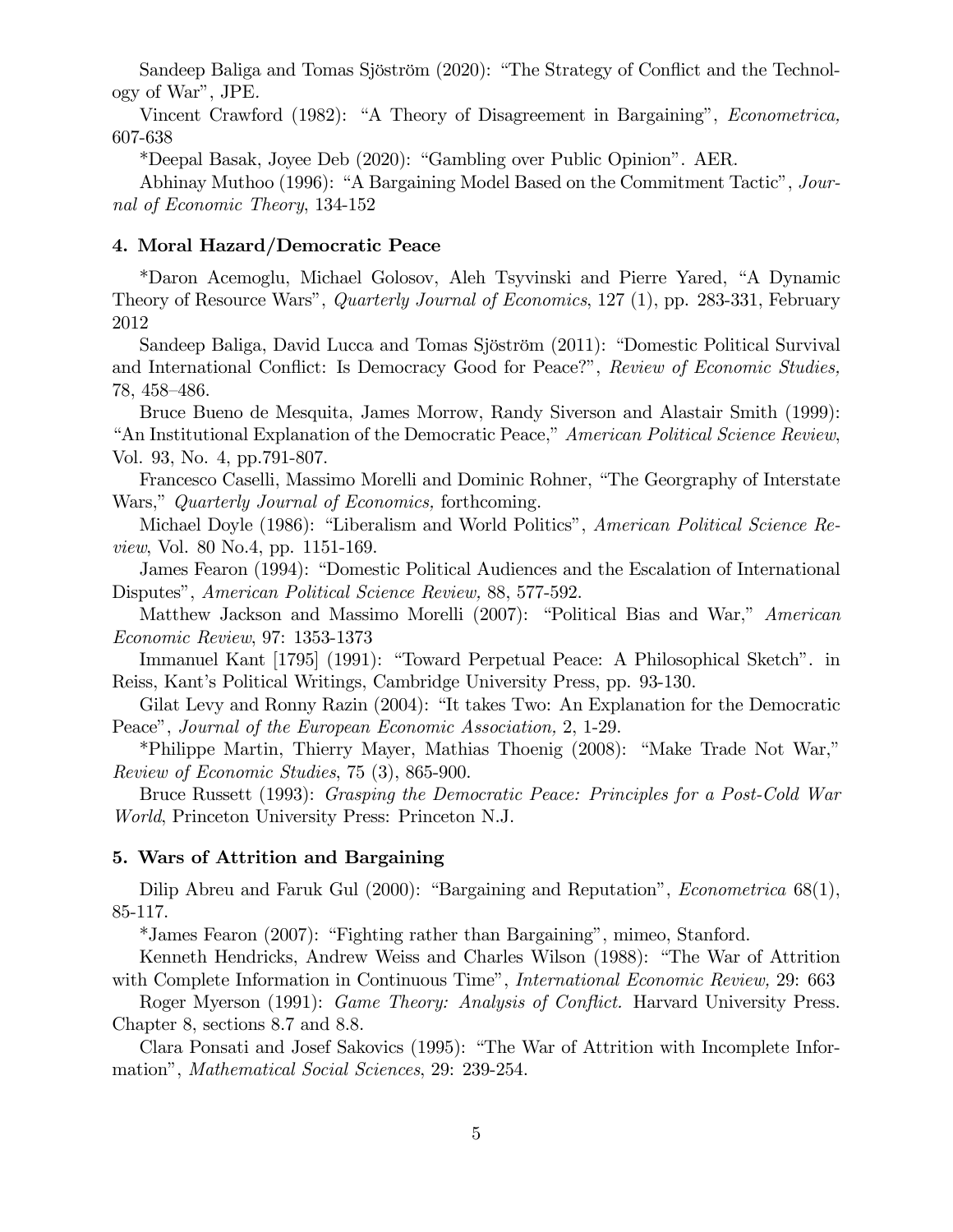Sandeep Baliga and Tomas Sjöström (2020): "The Strategy of Conflict and the Technology of War", JPE.

Vincent Crawford (1982): "A Theory of Disagreement in Bargaining", *Econometrica,* 607-638

*Deepal Basak, Joyee Deb (2020): "Gambling over Public Opinion". AER.

Abhinay Muthoo (1996): "A Bargaining Model Based on the Commitment Tactic", *Journal of Economic Theory*, 134-152

### 4. Moral Hazard/Democratic Peace

*Daron Acemoglu, Michael Golosov, Aleh Tsyvinski and Pierre Yared, "A Dynamic Theory of Resource Wars", *Quarterly Journal of Economics*, 127 (1), pp. 283-331, February 2012

Sandeep Baliga, David Lucca and Tomas Sjöström (2011): "Domestic Political Survival and International Conflict: Is Democracy Good for Peace?", *Review of Economic Studies,* 78, 458–486.

Bruce Bueno de Mesquita, James Morrow, Randy Siverson and Alastair Smith (1999): "An Institutional Explanation of the Democratic Peace," *American Political Science Review*, Vol. 93, No. 4, pp.791-807.

Francesco Caselli, Massimo Morelli and Dominic Rohner, "The Georgraphy of Interstate Wars," *Quarterly Journal of Economics,* forthcoming.

Michael Doyle (1986): "Liberalism and World Politics", *American Political Science Review*, Vol. 80 No.4, pp. 1151-169.

James Fearon (1994): "Domestic Political Audiences and the Escalation of International Disputes", *American Political Science Review,* 88, 577-592.

Matthew Jackson and Massimo Morelli (2007): "Political Bias and War," *American Economic Review*, 97: 1353-1373

Immanuel Kant [1795] (1991): "Toward Perpetual Peace: A Philosophical Sketch". in Reiss, Kant's Political Writings, Cambridge University Press, pp. 93-130.

Gilat Levy and Ronny Razin (2004): "It takes Two: An Explanation for the Democratic Peace", *Journal of the European Economic Association,* 2, 1-29.

*Philippe Martin, Thierry Mayer, Mathias Thoenig (2008): "Make Trade Not War," *Review of Economic Studies*, 75 (3), 865-900.

Bruce Russett (1993): *Grasping the Democratic Peace: Principles for a Post-Cold War World*, Princeton University Press: Princeton N.J.

### 5. Wars of Attrition and Bargaining

Dilip Abreu and Faruk Gul (2000): "Bargaining and Reputation", *Econometrica* 68(1), 85-117.

*James Fearon (2007): "Fighting rather than Bargaining", mimeo, Stanford.

Kenneth Hendricks, Andrew Weiss and Charles Wilson (1988): "The War of Attrition with Complete Information in Continuous Time", *International Economic Review,* 29: 663

Roger Myerson (1991): *Game Theory: Analysis of Conflict.* Harvard University Press. Chapter 8, sections 8.7 and 8.8.

Clara Ponsati and Josef Sakovics (1995): "The War of Attrition with Incomplete Information", *Mathematical Social Sciences*, 29: 239-254.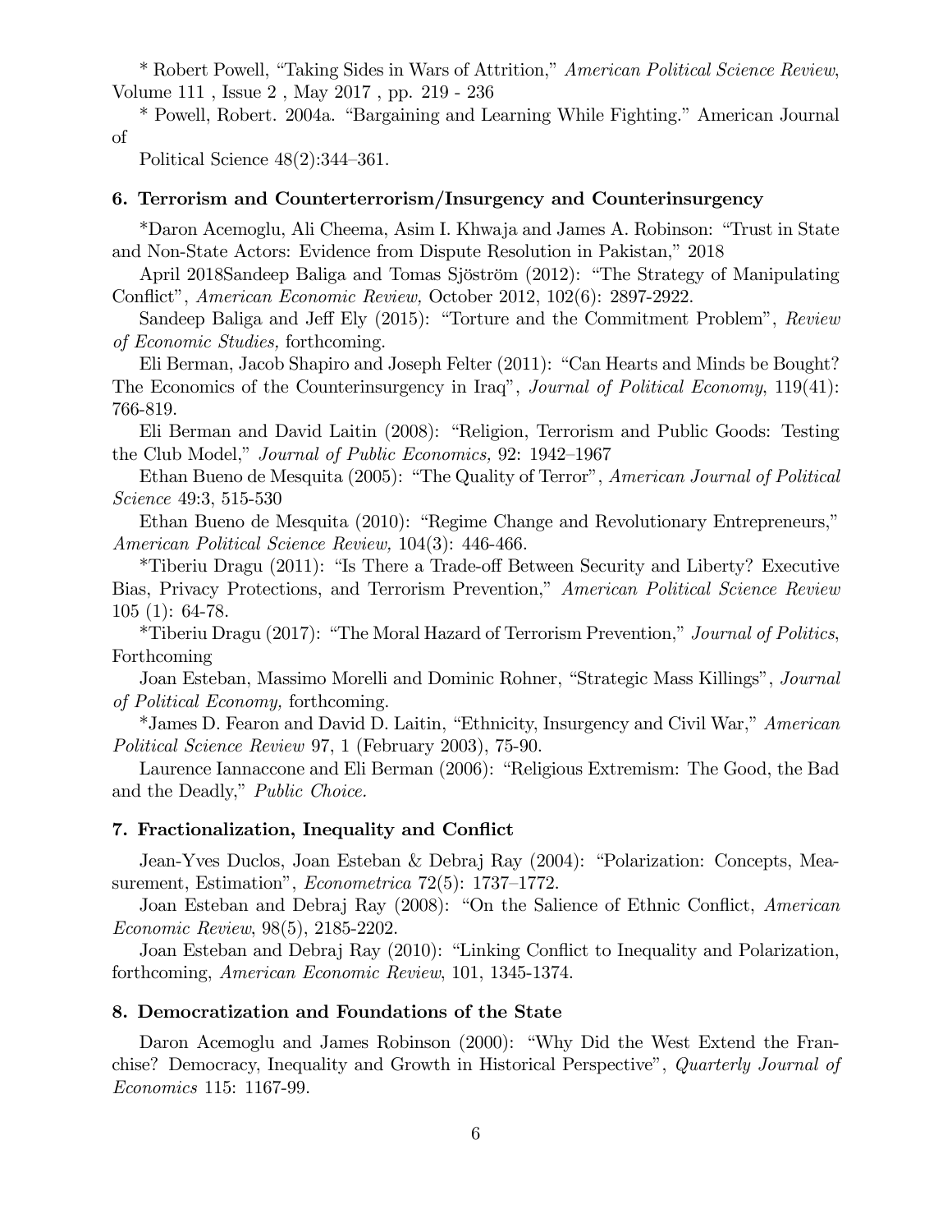* Robert Powell, "Taking Sides in Wars of Attrition," *American Political Science Review*, Volume 111 , Issue 2 , May 2017 , pp. 219 - 236

* Powell, Robert. 2004a. "Bargaining and Learning While Fighting." American Journal of

Political Science 48(2):344–361.

### 6. Terrorism and Counterterrorism/Insurgency and Counterinsurgency

*Daron Acemoglu, Ali Cheema, Asim I. Khwaja and James A. Robinson: "Trust in State and Non-State Actors: Evidence from Dispute Resolution in Pakistan," 2018

April 2018Sandeep Baliga and Tomas Sjöström (2012): "The Strategy of Manipulating Conflict", *American Economic Review,* October 2012, 102(6): 2897-2922.

Sandeep Baliga and Jeff Ely (2015): "Torture and the Commitment Problem", *Review of Economic Studies,* forthcoming.

Eli Berman, Jacob Shapiro and Joseph Felter (2011): "Can Hearts and Minds be Bought? The Economics of the Counterinsurgency in Iraq", *Journal of Political Economy*, 119(41): 766-819.

Eli Berman and David Laitin (2008): "Religion, Terrorism and Public Goods: Testing the Club Model," *Journal of Public Economics,* 92: 1942–1967

Ethan Bueno de Mesquita (2005): "The Quality of Terror", *American Journal of Political Science* 49:3, 515-530

Ethan Bueno de Mesquita (2010): "Regime Change and Revolutionary Entrepreneurs," *American Political Science Review,* 104(3): 446-466.

*Tiberiu Dragu (2011): "Is There a Trade-off Between Security and Liberty? Executive Bias, Privacy Protections, and Terrorism Prevention," *American Political Science Review* 105 (1): 64-78.

*Tiberiu Dragu (2017): "The Moral Hazard of Terrorism Prevention," *Journal of Politics*, Forthcoming

Joan Esteban, Massimo Morelli and Dominic Rohner, "Strategic Mass Killings", *Journal of Political Economy,* forthcoming.

*James D. Fearon and David D. Laitin, "Ethnicity, Insurgency and Civil War," *American Political Science Review* 97, 1 (February 2003), 75-90.

Laurence Iannaccone and Eli Berman (2006): "Religious Extremism: The Good, the Bad and the Deadly," *Public Choice.*

### 7. Fractionalization, Inequality and Conflict

Jean-Yves Duclos, Joan Esteban & Debraj Ray (2004): "Polarization: Concepts, Measurement, Estimation", *Econometrica* 72(5): 1737–1772.

Joan Esteban and Debraj Ray (2008): "On the Salience of Ethnic Conflict, *American Economic Review*, 98(5), 2185-2202.

Joan Esteban and Debraj Ray (2010): "Linking Conflict to Inequality and Polarization, forthcoming, *American Economic Review*, 101, 1345-1374.

### 8. Democratization and Foundations of the State

Daron Acemoglu and James Robinson (2000): "Why Did the West Extend the Franchise? Democracy, Inequality and Growth in Historical Perspective", *Quarterly Journal of Economics* 115: 1167-99.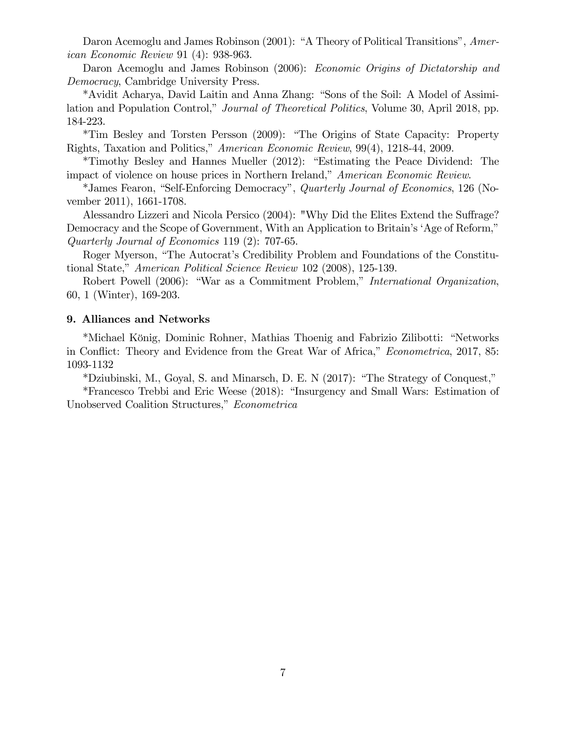Daron Acemoglu and James Robinson (2001): "A Theory of Political Transitions", *American Economic Review* 91 (4): 938-963.

Daron Acemoglu and James Robinson (2006): *Economic Origins of Dictatorship and Democracy*, Cambridge University Press.

*Avidit Acharya, David Laitin and Anna Zhang: "Sons of the Soil: A Model of Assimilation and Population Control," *Journal of Theoretical Politics*, Volume 30, April 2018, pp. 184-223.

*Tim Besley and Torsten Persson (2009): "The Origins of State Capacity: Property Rights, Taxation and Politics," *American Economic Review*, 99(4), 1218-44, 2009.

*Timothy Besley and Hannes Mueller (2012): "Estimating the Peace Dividend: The impact of violence on house prices in Northern Ireland," *American Economic Review*.

*James Fearon, "Self-Enforcing Democracy", *Quarterly Journal of Economics*, 126 (November 2011), 1661-1708.

Alessandro Lizzeri and Nicola Persico (2004): "Why Did the Elites Extend the Suffrage? Democracy and the Scope of Government, With an Application to Britain's 'Age of Reform," *Quarterly Journal of Economics* 119 (2): 707-65.

Roger Myerson, "The Autocrat's Credibility Problem and Foundations of the Constitutional State," *American Political Science Review* 102 (2008), 125-139.

Robert Powell (2006): "War as a Commitment Problem," *International Organization*, 60, 1 (Winter), 169-203.

### 9. Alliances and Networks

*Michael König, Dominic Rohner, Mathias Thoenig and Fabrizio Zilibotti: "Networks in Conflict: Theory and Evidence from the Great War of Africa," *Econometrica*, 2017, 85: 1093-1132

*Dziubinski, M., Goyal, S. and Minarsch, D. E. N (2017): "The Strategy of Conquest,"

*Francesco Trebbi and Eric Weese (2018): "Insurgency and Small Wars: Estimation of Unobserved Coalition Structures," *Econometrica*